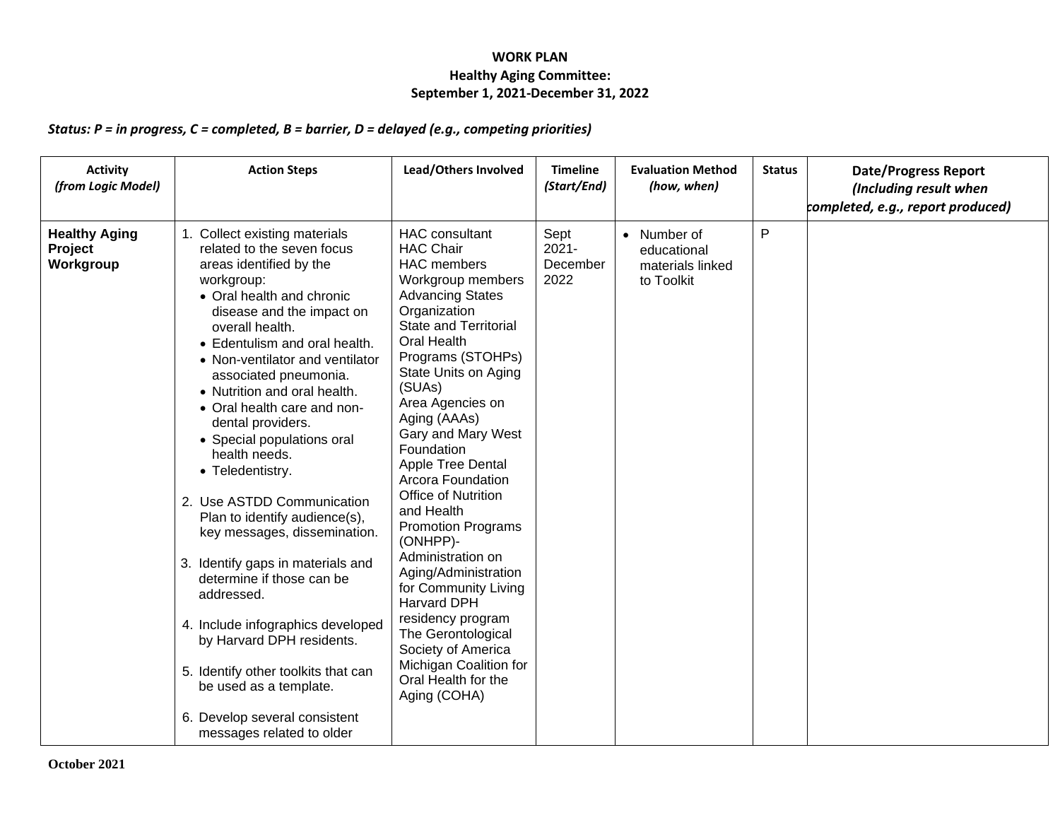**WORK PLAN**
**Healthy Aging Committee:**
**September 1, 2021-December 31, 2022**

***Status: P = in progress, C = completed, B = barrier, D = delayed (e.g., competing priorities)***

| **Activity** *(from Logic Model)* | **Action Steps** | **Lead/Others Involved** | **Timeline** *(Start/End)* | **Evaluation Method** *(how, when)* | **Status** | **Date/Progress Report** *(Including result when completed, e.g., report produced)* |
|---|---|---|---|---|---|---|
| **Healthy Aging Project Workgroup** | 1. Collect existing materials related to the seven focus areas identified by the workgroup:<br>• Oral health and chronic disease and the impact on overall health.<br>• Edentulism and oral health.<br>• Non-ventilator and ventilator associated pneumonia.<br>• Nutrition and oral health.<br>• Oral health care and non-dental providers.<br>• Special populations oral health needs.<br>• Teledentistry.<br><br>2. Use ASTDD Communication Plan to identify audience(s), key messages, dissemination.<br><br>3. Identify gaps in materials and determine if those can be addressed.<br><br>4. Include infographics developed by Harvard DPH residents.<br><br>5. Identify other toolkits that can be used as a template.<br><br>6. Develop several consistent messages related to older | HAC consultant<br>HAC Chair<br>HAC members<br>Workgroup members<br>Advancing States Organization<br>State and Territorial Oral Health Programs (STOHPs)<br>State Units on Aging (SUAs)<br>Area Agencies on Aging (AAAs)<br>Gary and Mary West Foundation<br>Apple Tree Dental<br>Arcora Foundation<br>Office of Nutrition and Health Promotion Programs (ONHPP)-Administration on Aging/Administration for Community Living<br>Harvard DPH residency program<br>The Gerontological Society of America<br>Michigan Coalition for Oral Health for the Aging (COHA) | Sept 2021-December 2022 | • Number of educational materials linked to Toolkit | P | |

**October 2021**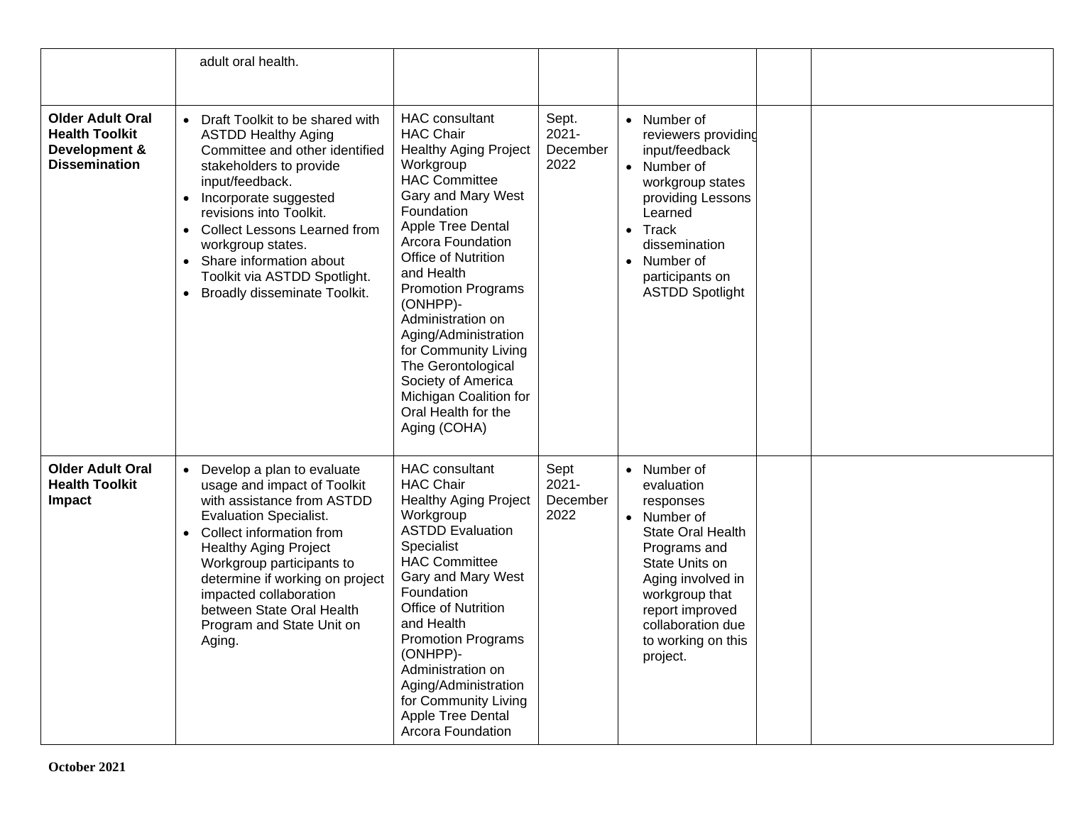| | | | | | | |
|---|---|---|---|---|---|---|
| | adult oral health. | | | | | |
| **Older Adult Oral Health Toolkit Development & Dissemination** | • Draft Toolkit to be shared with ASTDD Healthy Aging Committee and other identified stakeholders to provide input/feedback.<br>• Incorporate suggested revisions into Toolkit.<br>• Collect Lessons Learned from workgroup states.<br>• Share information about Toolkit via ASTDD Spotlight.<br>• Broadly disseminate Toolkit. | HAC consultant<br>HAC Chair<br>Healthy Aging Project Workgroup<br>HAC Committee<br>Gary and Mary West Foundation<br>Apple Tree Dental<br>Arcora Foundation<br>Office of Nutrition and Health Promotion Programs (ONHPP)-Administration on Aging/Administration for Community Living<br>The Gerontological Society of America<br>Michigan Coalition for Oral Health for the Aging (COHA) | Sept. 2021-December 2022 | • Number of reviewers providing input/feedback<br>• Number of workgroup states providing Lessons Learned<br>• Track dissemination<br>• Number of participants on ASTDD Spotlight | | |
| **Older Adult Oral Health Toolkit Impact** | • Develop a plan to evaluate usage and impact of Toolkit with assistance from ASTDD Evaluation Specialist.<br>• Collect information from Healthy Aging Project Workgroup participants to determine if working on project impacted collaboration between State Oral Health Program and State Unit on Aging. | HAC consultant<br>HAC Chair<br>Healthy Aging Project Workgroup<br>ASTDD Evaluation Specialist<br>HAC Committee<br>Gary and Mary West Foundation<br>Office of Nutrition and Health Promotion Programs (ONHPP)-Administration on Aging/Administration for Community Living<br>Apple Tree Dental<br>Arcora Foundation | Sept 2021-December 2022 | • Number of evaluation responses<br>• Number of State Oral Health Programs and State Units on Aging involved in workgroup that report improved collaboration due to working on this project. | | |

**October 2021**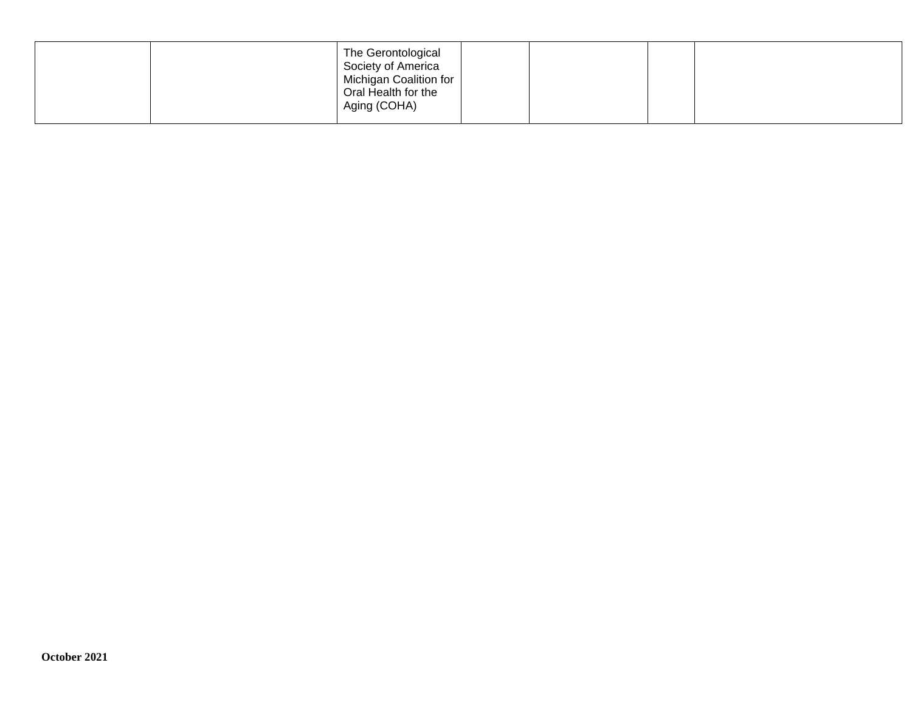| | | | | | | |
|---|---|---|---|---|---|---|
| | | The Gerontological Society of America Michigan Coalition for Oral Health for the Aging (COHA) | | | | |

**October 2021**